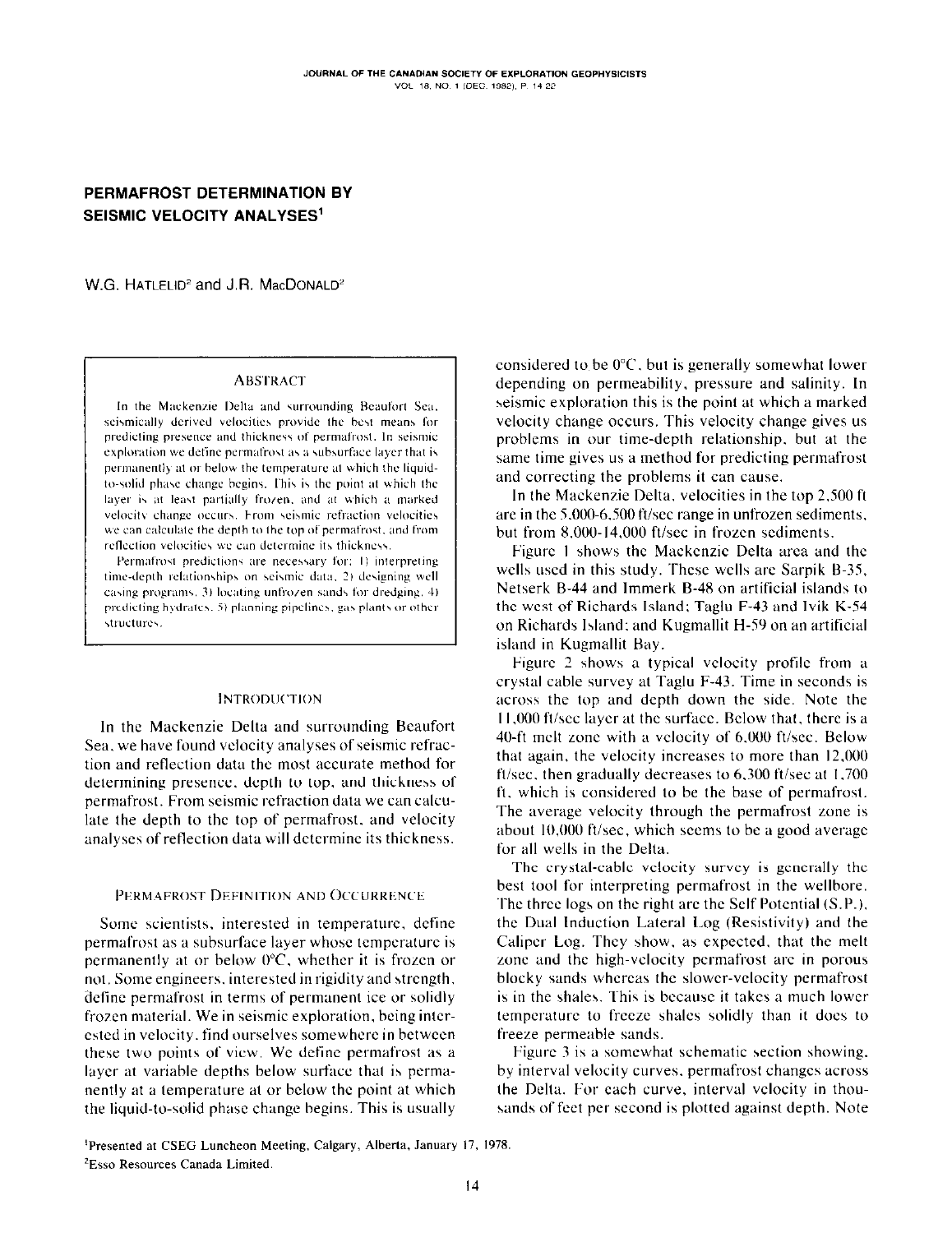# PERMAFROST DETERMINATION BY SEISMIC VELOCITY ANALYSES[1]

W.G. HATLELID[2] and J.R. MACDONALD[2]

## ABSTRACT

In the Mackenzie Delta and surrounding Beaufort Sea, seismically derived velocities provide the best means for predicting presence and thickness of permafrost. In seismic exploration we define permafrost as a subsurface layer that is permanently at or below the temperature at which the liquid-to-solid phase change begins. This is the point at which the layer is at least partially frozen, and at which a marked velocity change occurs. From seismic refraction velocities we can calculate the depth to the top of permafrost, and from reflection velocities we can determine its thickness.

Permafrost predictions are necessary for: 1) interpreting time-depth relationships on seismic data, 2) designing well casing programs, 3) locating unfrozen sands for dredging, 4) predicting hydrates, 5) planning pipelines, gas plants or other structures.

## INTRODUCTION

In the Mackenzie Delta and surrounding Beaufort Sea, we have found velocity analyses of seismic refraction and reflection data the most accurate method for determining presence, depth to top, and thickness of permafrost. From seismic refraction data we can calculate the depth to the top of permafrost, and velocity analyses of reflection data will determine its thickness.

## PERMAFROST DEFINITION AND OCCURRENCE

Some scientists, interested in temperature, define permafrost as a subsurface layer whose temperature is permanently at or below 0°C, whether it is frozen or not. Some engineers, interested in rigidity and strength, define permafrost in terms of permanent ice or solidly frozen material. We in seismic exploration, being interested in velocity, find ourselves somewhere in between these two points of view. We define permafrost as a layer at variable depths below surface that is permanently at a temperature at or below the point at which the liquid-to-solid phase change begins. This is usually considered to be 0°C, but is generally somewhat lower depending on permeability, pressure and salinity. In seismic exploration this is the point at which a marked velocity change occurs. This velocity change gives us problems in our time-depth relationship, but at the same time gives us a method for predicting permafrost and correcting the problems it can cause.

In the Mackenzie Delta, velocities in the top 2,500 ft are in the 5,000-6,500 ft/sec range in unfrozen sediments, but from 8,000-14,000 ft/sec in frozen sediments.

Figure 1 shows the Mackenzie Delta area and the wells used in this study. These wells are Sarpik B-35, Netserk B-44 and Immerk B-48 on artificial islands to the west of Richards Island; Taglu F-43 and Ivik K-54 on Richards Island; and Kugmallit H-59 on an artificial island in Kugmallit Bay.

Figure 2 shows a typical velocity profile from a crystal cable survey at Taglu F-43. Time in seconds is across the top and depth down the side. Note the 11,000 ft/sec layer at the surface. Below that, there is a 40-ft melt zone with a velocity of 6,000 ft/sec. Below that again, the velocity increases to more than 12,000 ft/sec, then gradually decreases to 6,300 ft/sec at 1,700 ft, which is considered to be the base of permafrost. The average velocity through the permafrost zone is about 10,000 ft/sec, which seems to be a good average for all wells in the Delta.

The crystal-cable velocity survey is generally the best tool for interpreting permafrost in the wellbore. The three logs on the right are the Self Potential (S.P.), the Dual Induction Lateral Log (Resistivity) and the Caliper Log. They show, as expected, that the melt zone and the high-velocity permafrost are in porous blocky sands whereas the slower-velocity permafrost is in the shales. This is because it takes a much lower temperature to freeze shales solidly than it does to freeze permeable sands.

Figure 3 is a somewhat schematic section showing, by interval velocity curves, permafrost changes across the Delta. For each curve, interval velocity in thousands of feet per second is plotted against depth. Note

[1]Presented at CSEG Luncheon Meeting, Calgary, Alberta, January 17, 1978.

[2]Esso Resources Canada Limited.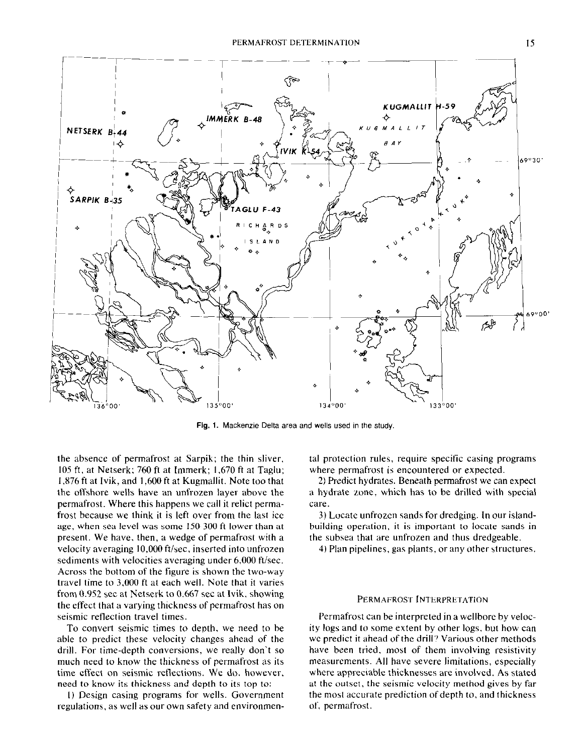Fig. 1. Mackenzie Delta area and wells used in the study.

the absence of permafrost at Sarpik; the thin sliver, 105 ft, at Netserk; 760 ft at Immerk; 1,670 ft at Taglu; 1,876 ft at Ivik, and 1,600 ft at Kugmallit. Note too that the offshore wells have an unfrozen layer above the permafrost. Where this happens we call it relict permafrost because we think it is left over from the last ice age, when sea level was some 150-300 ft lower than at present. We have, then, a wedge of permafrost with a velocity averaging 10,000 ft/sec, inserted into unfrozen sediments with velocities averaging under 6,000 ft/sec. Across the bottom of the figure is shown the two-way travel time to 3,000 ft at each well. Note that it varies from 0.952 sec at Netserk to 0.667 sec at Ivik, showing the effect that a varying thickness of permafrost has on seismic reflection travel times.

To convert seismic times to depth, we need to be able to predict these velocity changes ahead of the drill. For time-depth conversions, we really don't so much need to know the thickness of permafrost as its time effect on seismic reflections. We do, however, need to know its thickness and depth to its top to:

1) Design casing programs for wells. Government regulations, as well as our own safety and environmental protection rules, require specific casing programs where permafrost is encountered or expected.

2) Predict hydrates. Beneath permafrost we can expect a hydrate zone, which has to be drilled with special care.

3) Locate unfrozen sands for dredging. In our island-building operation, it is important to locate sands in the subsea that are unfrozen and thus dredgeable.

4) Plan pipelines, gas plants, or any other structures.

## Permafrost Interpretation

Permafrost can be interpreted in a wellbore by velocity logs and to some extent by other logs, but how can we predict it ahead of the drill? Various other methods have been tried, most of them involving resistivity measurements. All have severe limitations, especially where appreciable thicknesses are involved. As stated at the outset, the seismic velocity method gives by far the most accurate prediction of depth to, and thickness of, permafrost.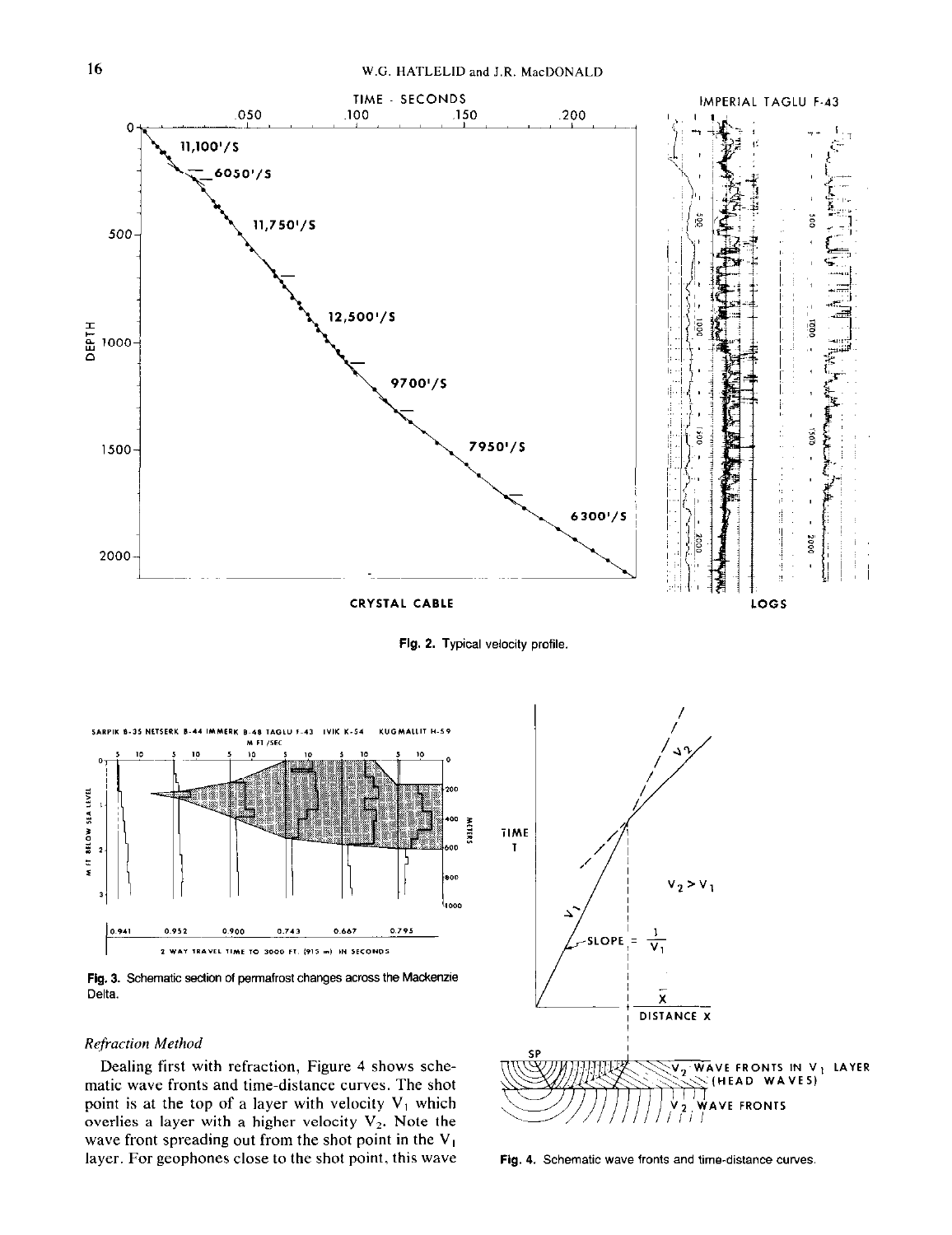Fig. 2. Typical velocity profile.

Fig. 3. Schematic section of permafrost changes across the Mackenzie Delta.

*Refraction Method*

Dealing first with refraction, Figure 4 shows schematic wave fronts and time-distance curves. The shot point is at the top of a layer with velocity $V_1$ which overlies a layer with a higher velocity $V_2$. Note the wave front spreading out from the shot point in the $V_1$ layer. For geophones close to the shot point, this wave

Fig. 4. Schematic wave fronts and time-distance curves.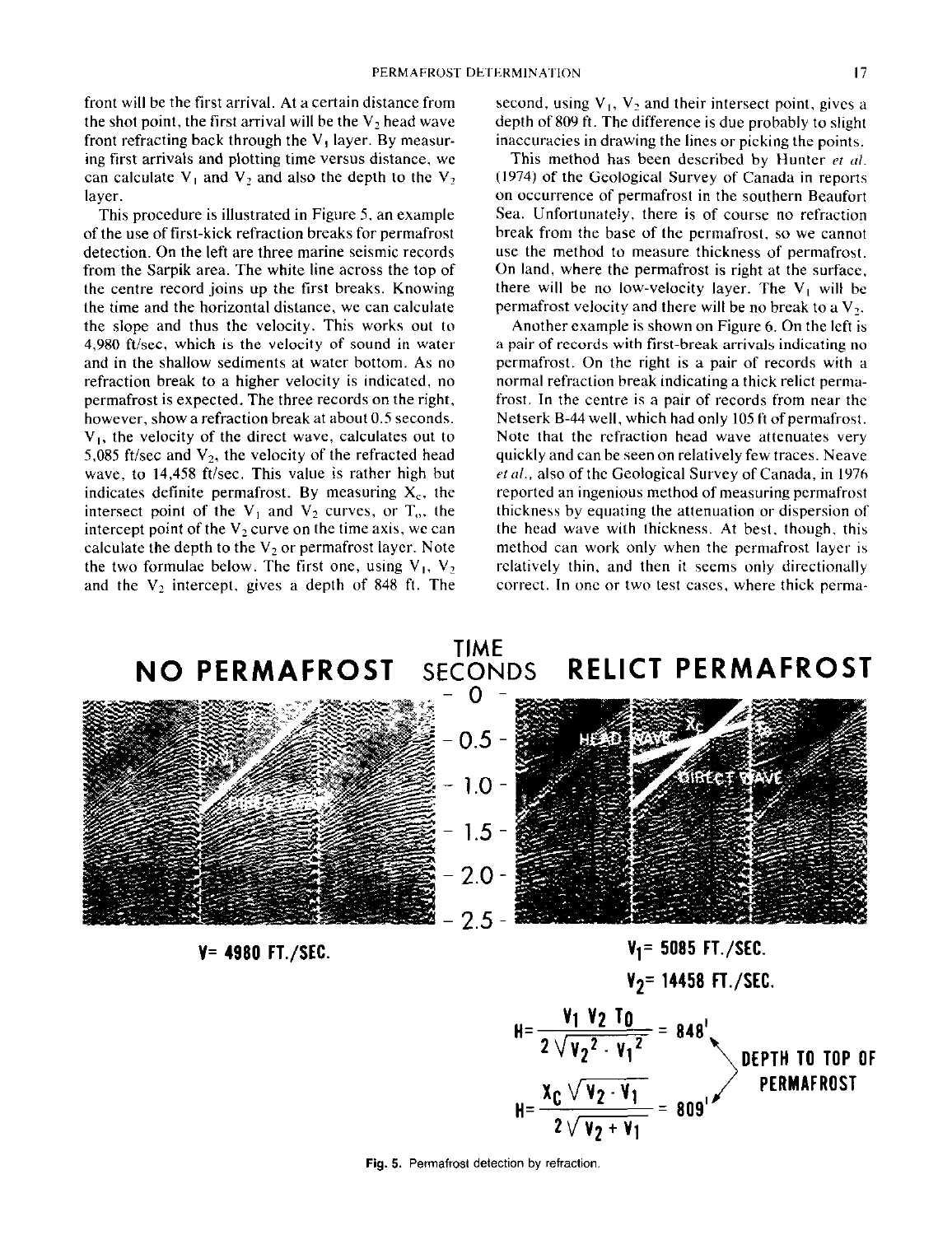front will be the first arrival. At a certain distance from the shot point, the first arrival will be the $V_2$ head wave front refracting back through the $V_1$ layer. By measuring first arrivals and plotting time versus distance, we can calculate $V_1$ and $V_2$ and also the depth to the $V_2$ layer.

This procedure is illustrated in Figure 5, an example of the use of first-kick refraction breaks for permafrost detection. On the left are three marine seismic records from the Sarpik area. The white line across the top of the centre record joins up the first breaks. Knowing the time and the horizontal distance, we can calculate the slope and thus the velocity. This works out to 4,980 ft/sec, which is the velocity of sound in water and in the shallow sediments at water bottom. As no refraction break to a higher velocity is indicated, no permafrost is expected. The three records on the right, however, show a refraction break at about 0.5 seconds. $V_1$, the velocity of the direct wave, calculates out to 5,085 ft/sec and $V_2$, the velocity of the refracted head wave, to 14,458 ft/sec. This value is rather high but indicates definite permafrost. By measuring $X_c$, the intersect point of the $V_1$ and $V_2$ curves, or $T_o$, the intercept point of the $V_2$ curve on the time axis, we can calculate the depth to the $V_2$ or permafrost layer. Note the two formulae below. The first one, using $V_1$, $V_2$ and the $V_2$ intercept, gives a depth of 848 ft. The second, using $V_1$, $V_2$ and their intersect point, gives a depth of 809 ft. The difference is due probably to slight inaccuracies in drawing the lines or picking the points.

This method has been described by Hunter *et al.* (1974) of the Geological Survey of Canada in reports on occurrence of permafrost in the southern Beaufort Sea. Unfortunately, there is of course no refraction break from the base of the permafrost, so we cannot use the method to measure thickness of permafrost. On land, where the permafrost is right at the surface, there will be no low-velocity layer. The $V_1$ will be permafrost velocity and there will be no break to a $V_2$.

Another example is shown on Figure 6. On the left is a pair of records with first-break arrivals indicating no permafrost. On the right is a pair of records with a normal refraction break indicating a thick relict permafrost. In the centre is a pair of records from near the Netserk B-44 well, which had only 105 ft of permafrost. Note that the refraction head wave attenuates very quickly and can be seen on relatively few traces. Neave *et al.*, also of the Geological Survey of Canada, in 1976 reported an ingenious method of measuring permafrost thickness by equating the attenuation or dispersion of the head wave with thickness. At best, though, this method can work only when the permafrost layer is relatively thin, and then it seems only directionally correct. In one or two test cases, where thick perma-

**NO PERMAFROST** | TIME SECONDS | **RELICT PERMAFROST**

V= 4980 FT./SEC.

$V_1$= 5085 FT./SEC.

$V_2$= 14458 FT./SEC.

$$H = \frac{V_1 V_2 T_0}{2\sqrt{V_2^2 - V_1^2}} = 848'$$

$$H = \frac{X_C \sqrt{V_2 - V_1}}{2\sqrt{V_2 + V_1}} = 809'$$

DEPTH TO TOP OF PERMAFROST

**Fig. 5.** Permafrost detection by refraction.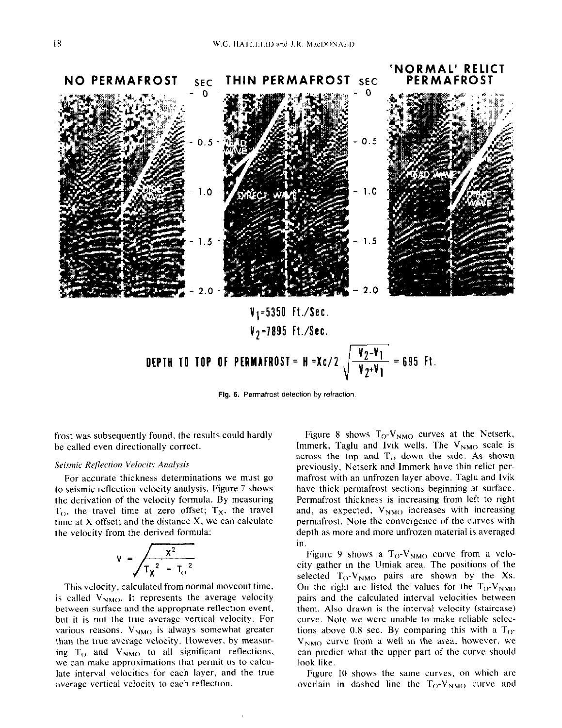NO PERMAFROST | THIN PERMAFROST | 'NORMAL' RELICT PERMAFROST

$V_1$=5350 Ft./Sec.

$V_2$=7895 Ft./Sec.

$$\text{DEPTH TO TOP OF PERMAFROST} = H = Xc/2\sqrt{\frac{V_2 - V_1}{V_2 + V_1}} = 695 \text{ Ft.}$$

Fig. 6. Permafrost detection by refraction.

frost was subsequently found, the results could hardly be called even directionally correct.

*Seismic Reflection Velocity Analysis*

For accurate thickness determinations we must go to seismic reflection velocity analysis. Figure 7 shows the derivation of the velocity formula. By measuring $T_O$, the travel time at zero offset; $T_X$, the travel time at X offset; and the distance X, we can calculate the velocity from the derived formula:

$$V = \sqrt{\frac{X^2}{T_X^2 - T_O^2}}$$

This velocity, calculated from normal moveout time, is called $V_{NMO}$. It represents the average velocity between surface and the appropriate reflection event, but it is not the true average vertical velocity. For various reasons, $V_{NMO}$ is always somewhat greater than the true average velocity. However, by measuring $T_O$ and $V_{NMO}$ to all significant reflections, we can make approximations that permit us to calculate interval velocities for each layer, and the true average vertical velocity to each reflection.

Figure 8 shows $T_O$-$V_{NMO}$ curves at the Netserk, Immerk, Taglu and Ivik wells. The $V_{NMO}$ scale is across the top and $T_O$ down the side. As shown previously, Netserk and Immerk have thin relict permafrost with an unfrozen layer above. Taglu and Ivik have thick permafrost sections beginning at surface. Permafrost thickness is increasing from left to right and, as expected, $V_{NMO}$ increases with increasing permafrost. Note the convergence of the curves with depth as more and more unfrozen material is averaged in.

Figure 9 shows a $T_O$-$V_{NMO}$ curve from a velocity gather in the Umiak area. The positions of the selected $T_O$-$V_{NMO}$ pairs are shown by the Xs. On the right are listed the values for the $T_O$-$V_{NMO}$ pairs and the calculated interval velocities between them. Also drawn is the interval velocity (staircase) curve. Note we were unable to make reliable selections above 0.8 sec. By comparing this with a $T_O$-$V_{NMO}$ curve from a well in the area, however, we can predict what the upper part of the curve should look like.

Figure 10 shows the same curves, on which are overlain in dashed line the $T_O$-$V_{NMO}$ curve and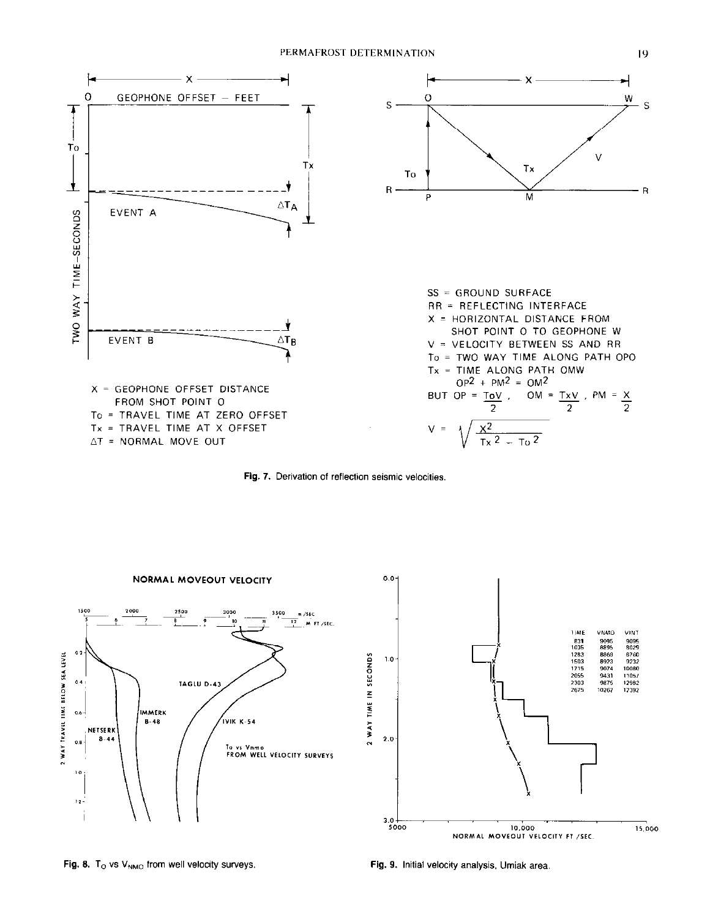X = GEOPHONE OFFSET DISTANCE FROM SHOT POINT O

To = TRAVEL TIME AT ZERO OFFSET

Tx = TRAVEL TIME AT X OFFSET

ΔT = NORMAL MOVE OUT

SS = GROUND SURFACE

RR = REFLECTING INTERFACE

X = HORIZONTAL DISTANCE FROM SHOT POINT O TO GEOPHONE W

V = VELOCITY BETWEEN SS AND RR

To = TWO WAY TIME ALONG PATH OPO

Tx = TIME ALONG PATH OMW

$$OP^2 + PM^2 = OM^2$$

BUT $OP = \frac{T_0 V}{2}$, $OM = \frac{T_x V}{2}$, $PM = \frac{X}{2}$

$$V = \sqrt{\frac{X^2}{T_x^2 - T_0^2}}$$

**Fig. 7.** Derivation of reflection seismic velocities.

| TIME | VNMO | VINT |
|---|---|---|
| 831 | 9095 | 9095 |
| 1035 | 8895 | 8029 |
| 1283 | 8869 | 8760 |
| 1503 | 8923 | 9232 |
| 1715 | 9074 | 10080 |
| 2055 | 9431 | 11057 |
| 2303 | 9875 | 12982 |
| 2675 | 10262 | 12392 |

**Fig. 8.** $T_O$ vs $V_{NMO}$ from well velocity surveys.

**Fig. 9.** Initial velocity analysis, Umiak area.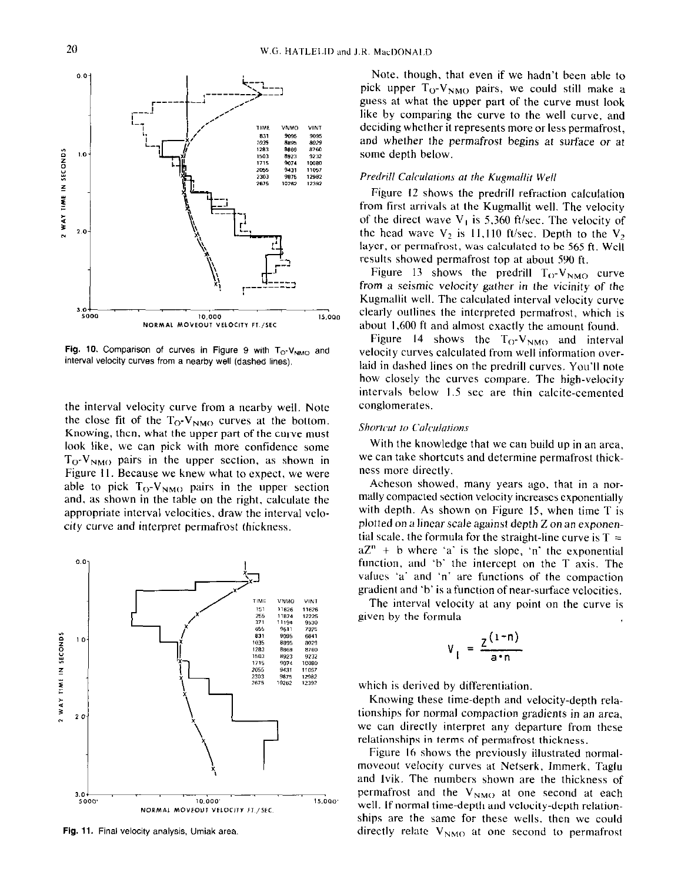Fig. 10. Comparison of curves in Figure 9 with $T_O$-$V_{NMO}$ and interval velocity curves from a nearby well (dashed lines).

the interval velocity curve from a nearby well. Note the close fit of the $T_O$-$V_{NMO}$ curves at the bottom. Knowing, then, what the upper part of the curve must look like, we can pick with more confidence some $T_O$-$V_{NMO}$ pairs in the upper section, as shown in Figure 11. Because we knew what to expect, we were able to pick $T_O$-$V_{NMO}$ pairs in the upper section and, as shown in the table on the right, calculate the appropriate interval velocities, draw the interval velocity curve and interpret permafrost thickness.

Fig. 11. Final velocity analysis, Umiak area.

Note, though, that even if we hadn't been able to pick upper $T_O$-$V_{NMO}$ pairs, we could still make a guess at what the upper part of the curve must look like by comparing the curve to the well curve, and deciding whether it represents more or less permafrost, and whether the permafrost begins at surface or at some depth below.

### *Predrill Calculations at the Kugmallit Well*

Figure 12 shows the predrill refraction calculation from first arrivals at the Kugmallit well. The velocity of the direct wave $V_1$ is 5,360 ft/sec. The velocity of the head wave $V_2$ is 11,110 ft/sec. Depth to the $V_2$ layer, or permafrost, was calculated to be 565 ft. Well results showed permafrost top at about 590 ft.

Figure 13 shows the predrill $T_O$-$V_{NMO}$ curve from a seismic velocity gather in the vicinity of the Kugmallit well. The calculated interval velocity curve clearly outlines the interpreted permafrost, which is about 1,600 ft and almost exactly the amount found.

Figure 14 shows the $T_O$-$V_{NMO}$ and interval velocity curves calculated from well information overlaid in dashed lines on the predrill curves. You'll note how closely the curves compare. The high-velocity intervals below 1.5 sec are thin calcite-cemented conglomerates.

### *Shortcut to Calculations*

With the knowledge that we can build up in an area, we can take shortcuts and determine permafrost thickness more directly.

Acheson showed, many years ago, that in a normally compacted section velocity increases exponentially with depth. As shown on Figure 15, when time T is plotted on a linear scale against depth Z on an exponential scale, the formula for the straight-line curve is $T = aZ^n + b$ where 'a' is the slope, 'n' the exponential function, and 'b' the intercept on the T axis. The values 'a' and 'n' are functions of the compaction gradient and 'b' is a function of near-surface velocities.

The interval velocity at any point on the curve is given by the formula

$$V_I = \frac{Z^{(1-n)}}{a \cdot n}$$

which is derived by differentiation.

Knowing these time-depth and velocity-depth relationships for normal compaction gradients in an area, we can directly interpret any departure from these relationships in terms of permafrost thickness.

Figure 16 shows the previously illustrated normal-moveout velocity curves at Netserk, Immerk, Taglu and Ivik. The numbers shown are the thickness of permafrost and the $V_{NMO}$ at one second at each well. If normal time-depth and velocity-depth relationships are the same for these wells, then we could directly relate $V_{NMO}$ at one second to permafrost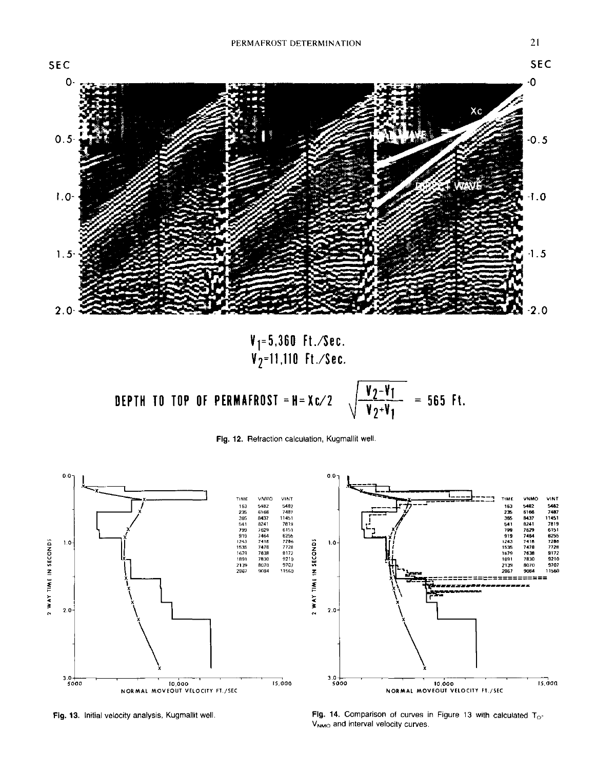$V_1 = 5{,}360$ Ft./Sec.

$V_2 = 11{,}110$ Ft./Sec.

$$\text{DEPTH TO TOP OF PERMAFROST} = H = X_c/2 \sqrt{\frac{V_2 - V_1}{V_2 + V_1}} = 565 \text{ Ft.}$$

**Fig. 12.** Refraction calculation, Kugmallit well.

| TIME | VNMO | VINT |
|---|---|---|
| 163 | 5482 | 5482 |
| 235 | 6168 | 7487 |
| 365 | 8437 | 11451 |
| 541 | 8241 | 7819 |
| 799 | 7629 | 6151 |
| 919 | 7464 | 6255 |
| 1243 | 7418 | 7286 |
| 1535 | 7478 | 7728 |
| 1679 | 7638 | 8172 |
| 1891 | 7830 | 9210 |
| 2139 | 8070 | 9707 |
| 2867 | 9084 | 11560 |

**Fig. 13.** Initial velocity analysis, Kugmallit well.

**Fig. 14.** Comparison of curves in Figure 13 with calculated $T_0$-$V_{NMO}$ and interval velocity curves.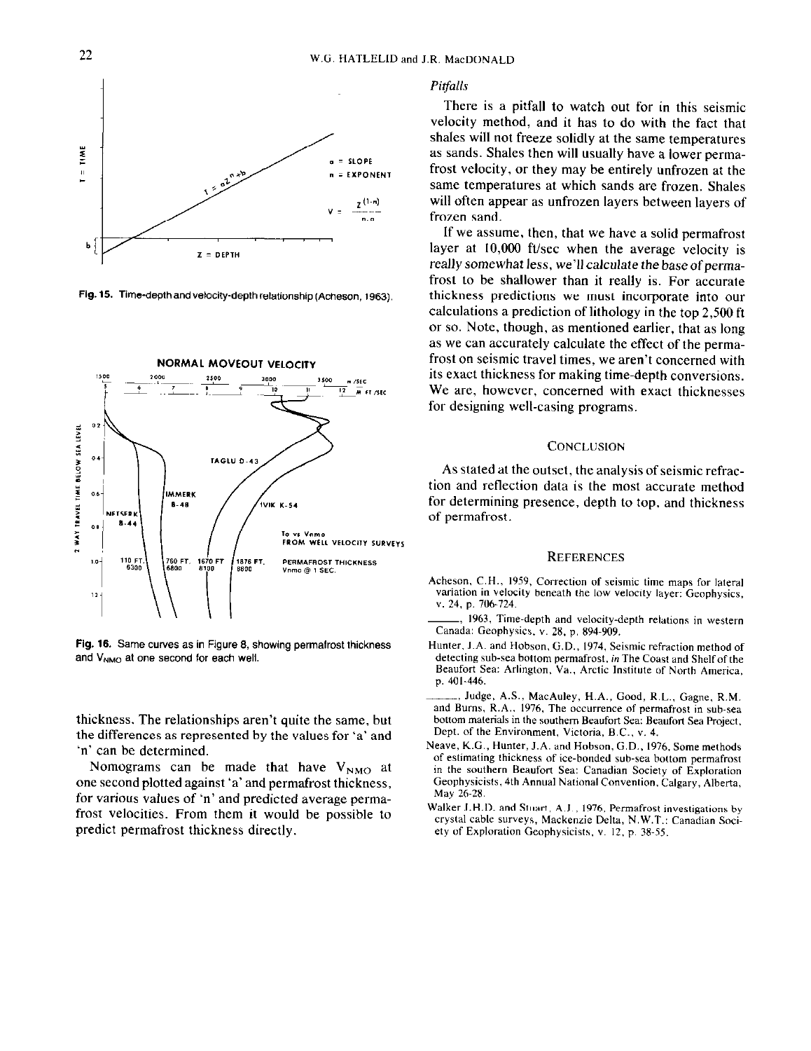T = TIME

$T = aZ^n + b$

a = SLOPE

n = EXPONENT

$V = \frac{Z^{(1-n)}}{n \cdot a}$

b

Z = DEPTH

**Fig. 15.** Time-depth and velocity-depth relationship (Acheson, 1963).

NORMAL MOVEOUT VELOCITY

1500 2000 2500 3000 3500 m/SEC

5 6 7 8 9 10 11 12 M FT/SEC

2 WAY TRAVEL TIME BELOW SEA LEVEL

0.2 0.4 0.6 0.8 1.0 1.2

TAGLU D-43

IMMERK B-48

IVIK K-54

NETSERK B-44

To vs Vnmo FROM WELL VELOCITY SURVEYS

110 FT. 6300

750 FT. 6800

1670 FT 8100

1876 FT. 8800

PERMAFROST THICKNESS Vnmo @ 1 SEC.

**Fig. 16.** Same curves as in Figure 8, showing permafrost thickness and $V_{NMO}$ at one second for each well.

thickness. The relationships aren't quite the same, but the differences as represented by the values for 'a' and 'n' can be determined.

Nomograms can be made that have $V_{NMO}$ at one second plotted against 'a' and permafrost thickness, for various values of 'n' and predicted average permafrost velocities. From them it would be possible to predict permafrost thickness directly.

*Pitfalls*

There is a pitfall to watch out for in this seismic velocity method, and it has to do with the fact that shales will not freeze solidly at the same temperatures as sands. Shales then will usually have a lower permafrost velocity, or they may be entirely unfrozen at the same temperatures at which sands are frozen. Shales will often appear as unfrozen layers between layers of frozen sand.

If we assume, then, that we have a solid permafrost layer at 10,000 ft/sec when the average velocity is really somewhat less, we'll calculate the base of permafrost to be shallower than it really is. For accurate thickness predictions we must incorporate into our calculations a prediction of lithology in the top 2,500 ft or so. Note, though, as mentioned earlier, that as long as we can accurately calculate the effect of the permafrost on seismic travel times, we aren't concerned with its exact thickness for making time-depth conversions. We are, however, concerned with exact thicknesses for designing well-casing programs.

## CONCLUSION

As stated at the outset, the analysis of seismic refraction and reflection data is the most accurate method for determining presence, depth to top, and thickness of permafrost.

## REFERENCES

Acheson, C.H., 1959, Correction of seismic time maps for lateral variation in velocity beneath the low velocity layer: Geophysics, v. 24, p. 706-724.

———, 1963, Time-depth and velocity-depth relations in western Canada: Geophysics, v. 28, p. 894-909.

Hunter, J.A. and Hobson, G.D., 1974, Seismic refraction method of detecting sub-sea bottom permafrost, *in* The Coast and Shelf of the Beaufort Sea: Arlington, Va., Arctic Institute of North America, p. 401-446.

———, Judge, A.S., MacAuley, H.A., Good, R.L., Gagne, R.M. and Burns, R.A., 1976, The occurrence of permafrost in sub-sea bottom materials in the southern Beaufort Sea: Beaufort Sea Project, Dept. of the Environment, Victoria, B.C., v. 4.

Neave, K.G., Hunter, J.A. and Hobson, G.D., 1976, Some methods of estimating thickness of ice-bonded sub-sea bottom permafrost in the southern Beaufort Sea: Canadian Society of Exploration Geophysicists, 4th Annual National Convention, Calgary, Alberta, May 26-28.

Walker J.H.D. and Stuart, A.J., 1976, Permafrost investigations by crystal cable surveys, Mackenzie Delta, N.W.T.: Canadian Society of Exploration Geophysicists, v. 12, p. 38-55.